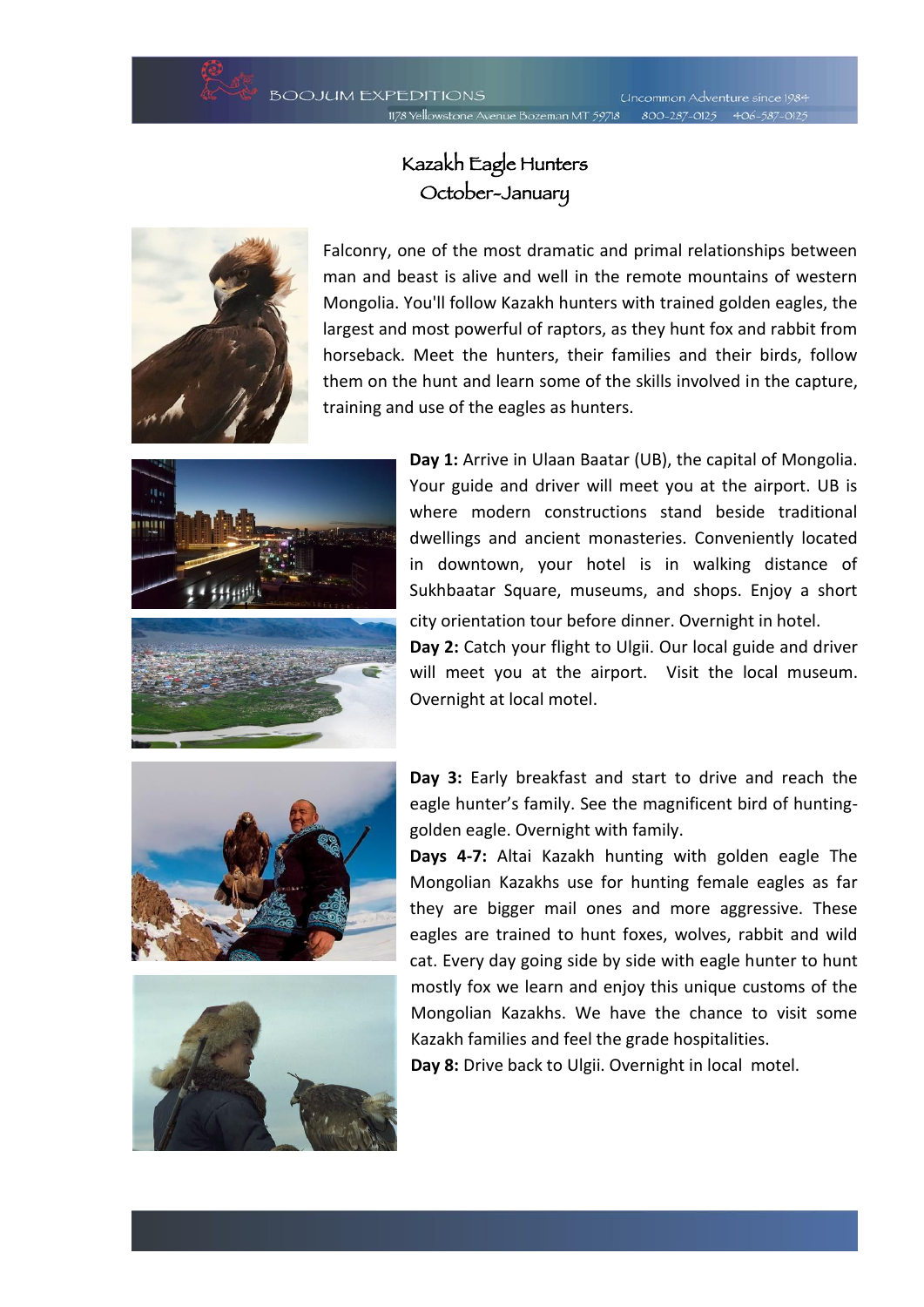# Kazakh Eagle Hunters
## October-January

Falconry, one of the most dramatic and primal relationships between man and beast is alive and well in the remote mountains of western Mongolia. You'll follow Kazakh hunters with trained golden eagles, the largest and most powerful of raptors, as they hunt fox and rabbit from horseback. Meet the hunters, their families and their birds, follow them on the hunt and learn some of the skills involved in the capture, training and use of the eagles as hunters.

**Day 1:** Arrive in Ulaan Baatar (UB), the capital of Mongolia. Your guide and driver will meet you at the airport. UB is where modern constructions stand beside traditional dwellings and ancient monasteries. Conveniently located in downtown, your hotel is in walking distance of Sukhbaatar Square, museums, and shops. Enjoy a short city orientation tour before dinner. Overnight in hotel.

**Day 2:** Catch your flight to Ulgii. Our local guide and driver will meet you at the airport. Visit the local museum. Overnight at local motel.

**Day 3:** Early breakfast and start to drive and reach the eagle hunter's family. See the magnificent bird of hunting-golden eagle. Overnight with family.

**Days 4-7:** Altai Kazakh hunting with golden eagle The Mongolian Kazakhs use for hunting female eagles as far they are bigger mail ones and more aggressive. These eagles are trained to hunt foxes, wolves, rabbit and wild cat. Every day going side by side with eagle hunter to hunt mostly fox we learn and enjoy this unique customs of the Mongolian Kazakhs. We have the chance to visit some Kazakh families and feel the grade hospitalities.

**Day 8:** Drive back to Ulgii. Overnight in local motel.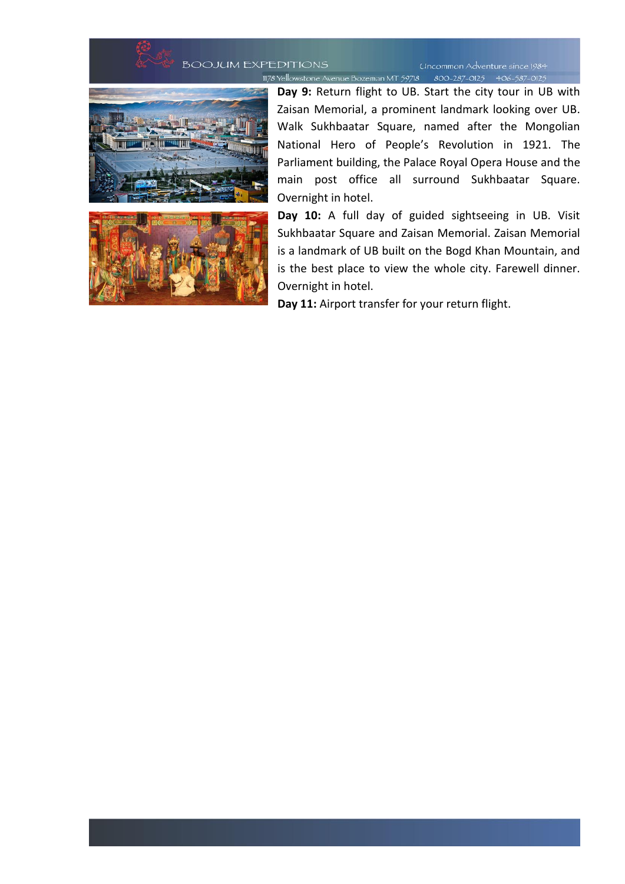**Day 9:** Return flight to UB. Start the city tour in UB with Zaisan Memorial, a prominent landmark looking over UB. Walk Sukhbaatar Square, named after the Mongolian National Hero of People's Revolution in 1921. The Parliament building, the Palace Royal Opera House and the main post office all surround Sukhbaatar Square. Overnight in hotel.

**Day 10:** A full day of guided sightseeing in UB. Visit Sukhbaatar Square and Zaisan Memorial. Zaisan Memorial is a landmark of UB built on the Bogd Khan Mountain, and is the best place to view the whole city. Farewell dinner. Overnight in hotel.

**Day 11:** Airport transfer for your return flight.